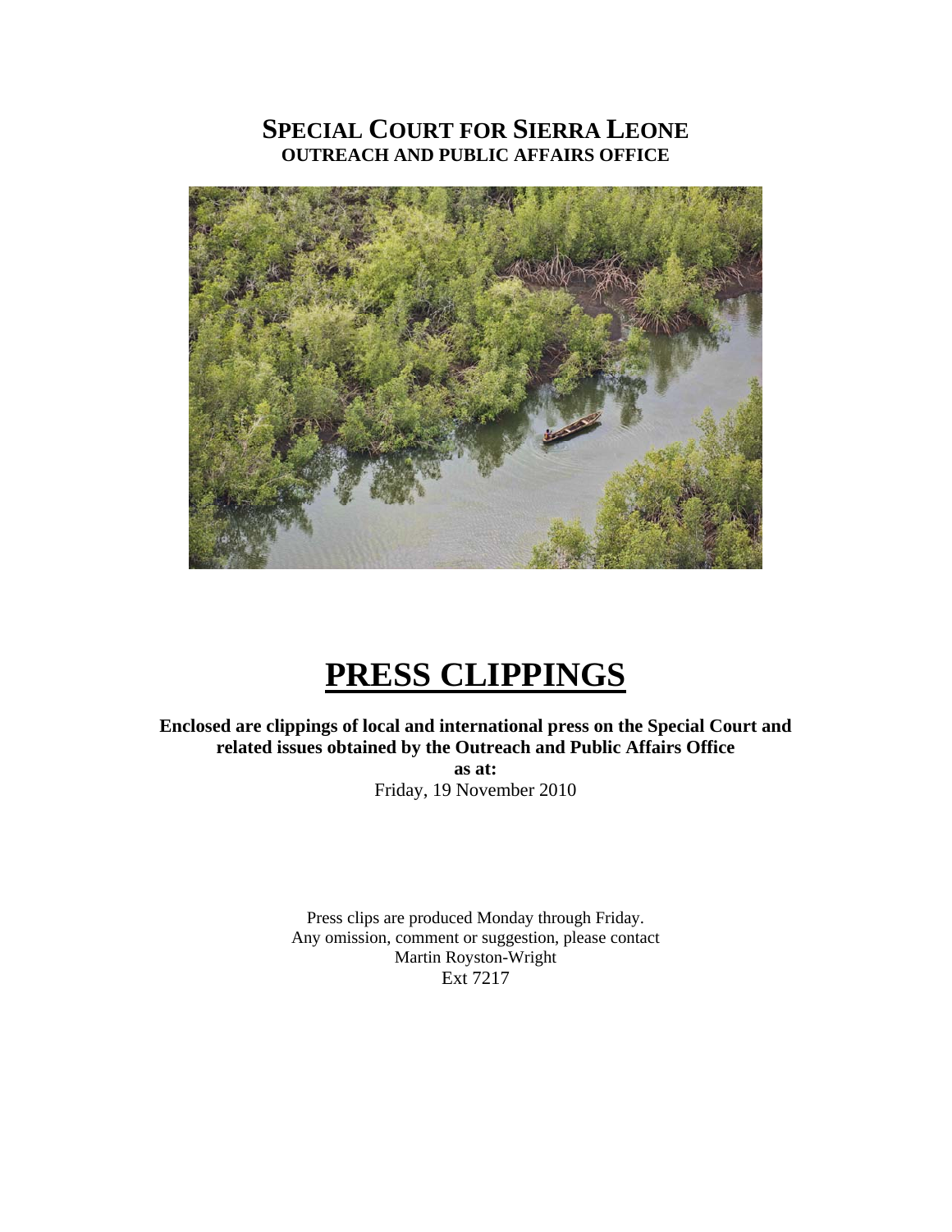# SPECIAL COURT FOR SIERRA LEONE
## OUTREACH AND PUBLIC AFFAIRS OFFICE

# PRESS CLIPPINGS

**Enclosed are clippings of local and international press on the Special Court and related issues obtained by the Outreach and Public Affairs Office**

**as at:**

Friday, 19 November 2010

Press clips are produced Monday through Friday.
Any omission, comment or suggestion, please contact
Martin Royston-Wright
Ext 7217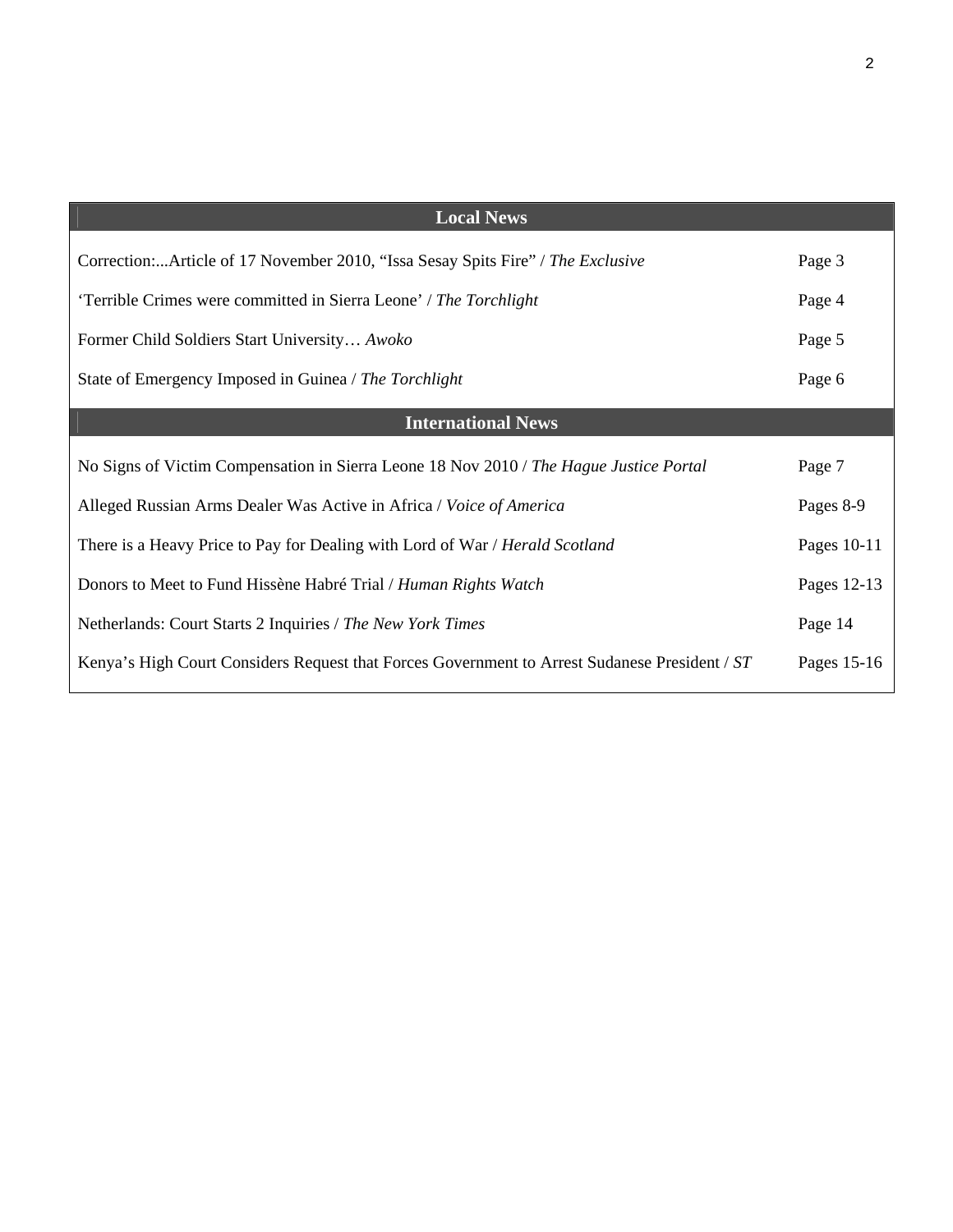| Local News | |
|---|---|
| Correction:...Article of 17 November 2010, “Issa Sesay Spits Fire” / *The Exclusive* | Page 3 |
| ‘Terrible Crimes were committed in Sierra Leone’ / *The Torchlight* | Page 4 |
| Former Child Soldiers Start University… *Awoko* | Page 5 |
| State of Emergency Imposed in Guinea / *The Torchlight* | Page 6 |
| **International News** | |
| No Signs of Victim Compensation in Sierra Leone 18 Nov 2010 / *The Hague Justice Portal* | Page 7 |
| Alleged Russian Arms Dealer Was Active in Africa / *Voice of America* | Pages 8-9 |
| There is a Heavy Price to Pay for Dealing with Lord of War / *Herald Scotland* | Pages 10-11 |
| Donors to Meet to Fund Hissène Habré Trial / *Human Rights Watch* | Pages 12-13 |
| Netherlands: Court Starts 2 Inquiries / *The New York Times* | Page 14 |
| Kenya’s High Court Considers Request that Forces Government to Arrest Sudanese President / *ST* | Pages 15-16 |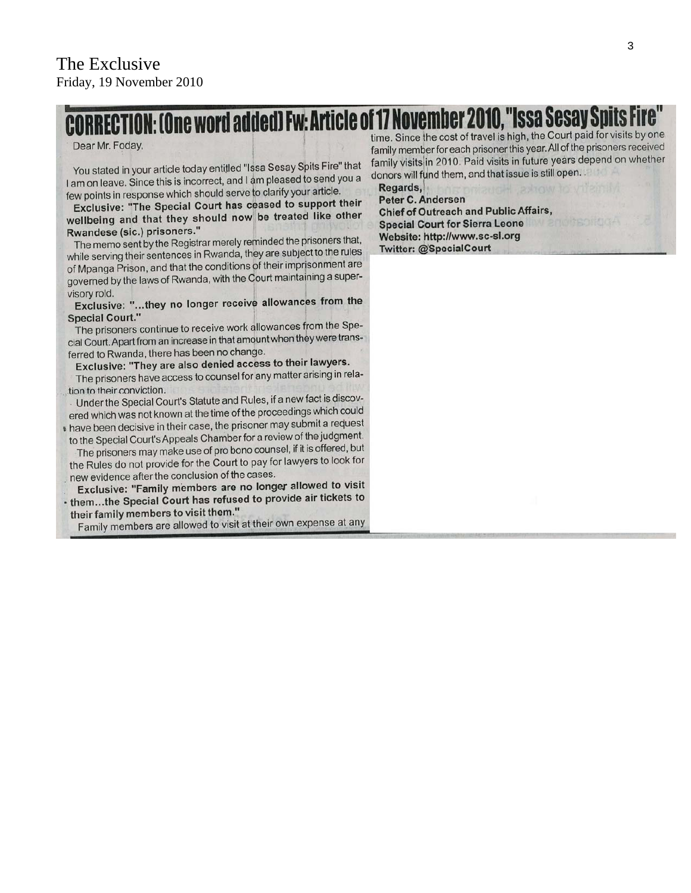The Exclusive
Friday, 19 November 2010

# CORRECTION: (One word added) Fw: Article of 17 November 2010, "Issa Sesay Spits Fire"

Dear Mr. Foday,

You stated in your article today entitled "Issa Sesay Spits Fire" that I am on leave. Since this is incorrect, and I am pleased to send you a few points in response which should serve to clarify your article.

**Exclusive: "The Special Court has ceased to support their wellbeing and that they should now be treated like other Rwandese (sic.) prisoners."**

The memo sent by the Registrar merely reminded the prisoners that, while serving their sentences in Rwanda, they are subject to the rules of Mpanga Prison, and that the conditions of their imprisonment are governed by the laws of Rwanda, with the Court maintaining a supervisory rold.

**Exclusive: "...they no longer receive allowances from the Special Court."**

The prisoners continue to receive work allowances from the Special Court. Apart from an increase in that amount when they were transferred to Rwanda, there has been no change.

**Exclusive: "They are also denied access to their lawyers.**

The prisoners have access to counsel for any matter arising in relation to their conviction.

Under the Special Court's Statute and Rules, if a new fact is discovered which was not known at the time of the proceedings which could have been decisive in their case, the prisoner may submit a request to the Special Court's Appeals Chamber for a review of the judgment.

The prisoners may make use of pro bono counsel, if it is offered, but the Rules do not provide for the Court to pay for lawyers to look for new evidence after the conclusion of the cases.

**Exclusive: "Family members are no longer allowed to visit them...the Special Court has refused to provide air tickets to their family members to visit them."**

Family members are allowed to visit at their own expense at any time. Since the cost of travel is high, the Court paid for visits by one family member for each prisoner this year. All of the prisoners received family visits in 2010. Paid visits in future years depend on whether donors will fund them, and that issue is still open.

**Regards,**
**Peter C. Andersen**
**Chief of Outreach and Public Affairs,**
**Special Court for Sierra Leone**
**Website: http://www.sc-sl.org**
**Twitter: @SpecialCourt**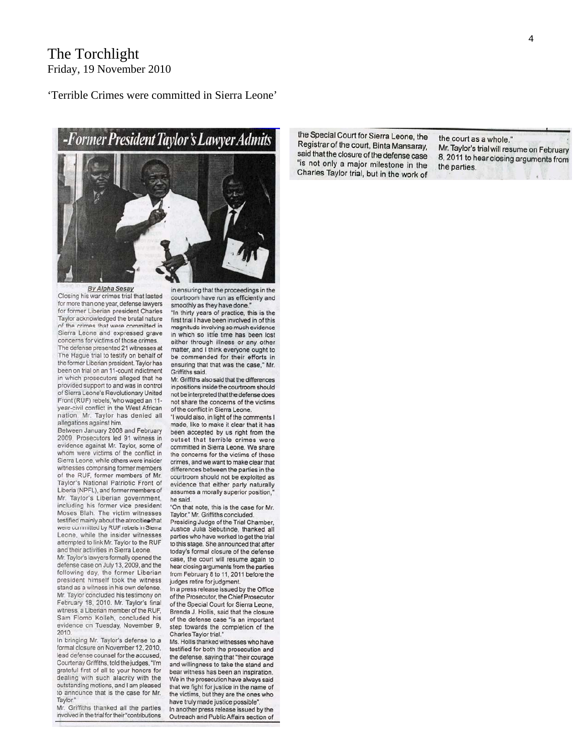# The Torchlight

Friday, 19 November 2010

## 'Terrible Crimes were committed in Sierra Leone'

## -Former President Taylor's Lawyer Admits

*By Alpha Sesay*

Closing his war crimes trial that lasted for more than one year, defense lawyers for former Liberian president Charles Taylor acknowledged the brutal nature of the crimes that were committed in Sierra Leone and expressed grave concerns for victims of those crimes.

The defense presented 21 witnesses at The Hague trial to testify on behalf of the former Liberian president. Taylor has been on trial on an 11-count indictment in which prosecutors alleged that he provided support to and was in control of Sierra Leone's Revolutionary United Front (RUF) rebels, who waged an 11-year-civil conflict in the West African nation. Mr. Taylor has denied all allegations against him.

Between January 2008 and February 2009, Prosecutors led 91 witness in evidence against Mr. Taylor, some of whom were victims of the conflict in Sierra Leone, while others were insider witnesses comprising former members of the RUF, former members of Mr. Taylor's National Patriotic Front of Liberia (NPFL), and former members of Mr. Taylor's Liberian government, including his former vice president Moses Blah. The victim witnesses testified mainly about the atrocities that were committed by RUF rebels in Sierra Leone, while the insider witnesses attempted to link Mr. Taylor to the RUF and their activities in Sierra Leone.

Mr. Taylor's lawyers formally opened the defense case on July 13, 2009, and the following day, the former Liberian president himself took the witness stand as a witness in his own defense. Mr. Taylor concluded his testimony on February 18, 2010. Mr. Taylor's final witness, a Liberian member of the RUF, Sam Flomo Kolleh, concluded his evidence on Tuesday, November 9, 2010.

In bringing Mr. Taylor's defense to a formal closure on November 12, 2010, lead defense counsel for the accused, Courtenay Griffiths, told the judges, "I'm grateful first of all to your honors for dealing with such alacrity with the outstanding motions, and I am pleased to announce that is the case for Mr. Taylor."

Mr. Griffiths thanked all the parties involved in the trial for their "contributions in ensuring that the proceedings in the courtroom have run as efficiently and smoothly as they have done."

"In thirty years of practice, this is the first trial I have been involved in of this magnitude involving so much evidence in which so little time has been lost either through illness or any other matter, and I think everyone ought to be commended for their efforts in ensuring that that was the case," Mr. Griffiths said.

Mr. Griffiths also said that the differences in positions inside the courtroom should not be interpreted that the defense does not share the concerns of the victims of the conflict in Sierra Leone.

"I would also, in light of the comments I made, like to make it clear that it has been accepted by us right from the outset that terrible crimes were committed in Sierra Leone. We share the concerns for the victims of these crimes, and we want to make clear that differences between the parties in the courtroom should not be exploited as evidence that either party naturally assumes a morally superior position," he said.

"On that note, this is the case for Mr. Taylor," Mr. Griffiths concluded.

Presiding Judge of the Trial Chamber, Justice Julia Sebutinde, thanked all parties who have worked to get the trial to this stage. She announced that after today's formal closure of the defense case, the court will resume again to hear closing arguments from the parties from February 8 to 11, 2011 before the judges retire for judgment.

In a press release issued by the Office of the Prosecutor, the Chief Prosecutor of the Special Court for Sierra Leone, Brenda J. Hollis, said that the closure of the defense case "is an important step towards the completion of the Charles Taylor trial."

Ms. Hollis thanked witnesses who have testified for both the prosecution and the defense, saying that "their courage and willingness to take the stand and bear witness has been an inspiration. We in the prosecution have always said that we fight for justice in the name of the victims, but they are the ones who have truly made justice possible".

In another press release issued by the Outreach and Public Affairs section of the Special Court for Sierra Leone, the Registrar of the court, Binta Mansaray, said that the closure of the defense case "is not only a major milestone in the Charles Taylor trial, but in the work of the court as a whole."

Mr. Taylor's trial will resume on February 8, 2011 to hear closing arguments from the parties.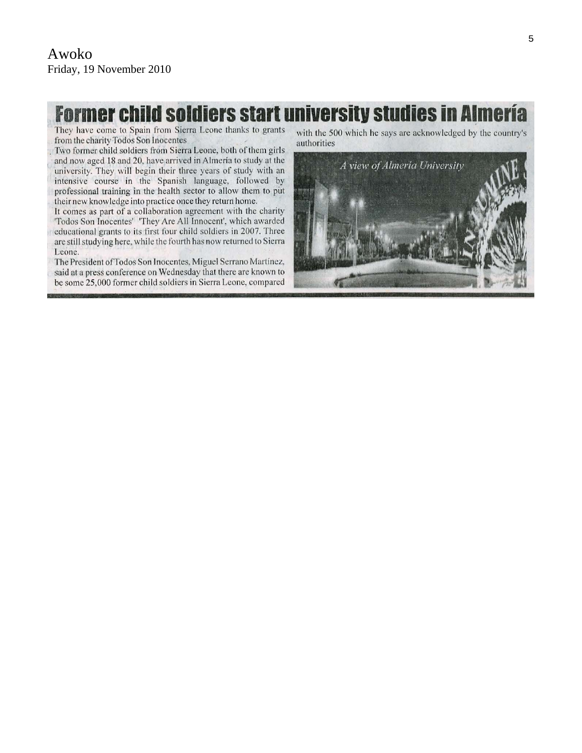Awoko
Friday, 19 November 2010

# Former child soldiers start university studies in Almería

They have come to Spain from Sierra Leone thanks to grants from the charity Todos Son Inocentes

Two former child soldiers from Sierra Leone, both of them girls and now aged 18 and 20, have arrived in Almería to study at the university. They will begin their three years of study with an intensive course in the Spanish language, followed by professional training in the health sector to allow them to put their new knowledge into practice once they return home.

It comes as part of a collaboration agreement with the charity 'Todos Son Inocentes' 'They Are All Innocent', which awarded educational grants to its first four child soldiers in 2007. Three are still studying here, while the fourth has now returned to Sierra Leone.

The President of Todos Son Inocentes, Miguel Serrano Martínez, said at a press conference on Wednesday that there are known to be some 25,000 former child soldiers in Sierra Leone, compared with the 500 which he says are acknowledged by the country's authorities

A view of Almeria University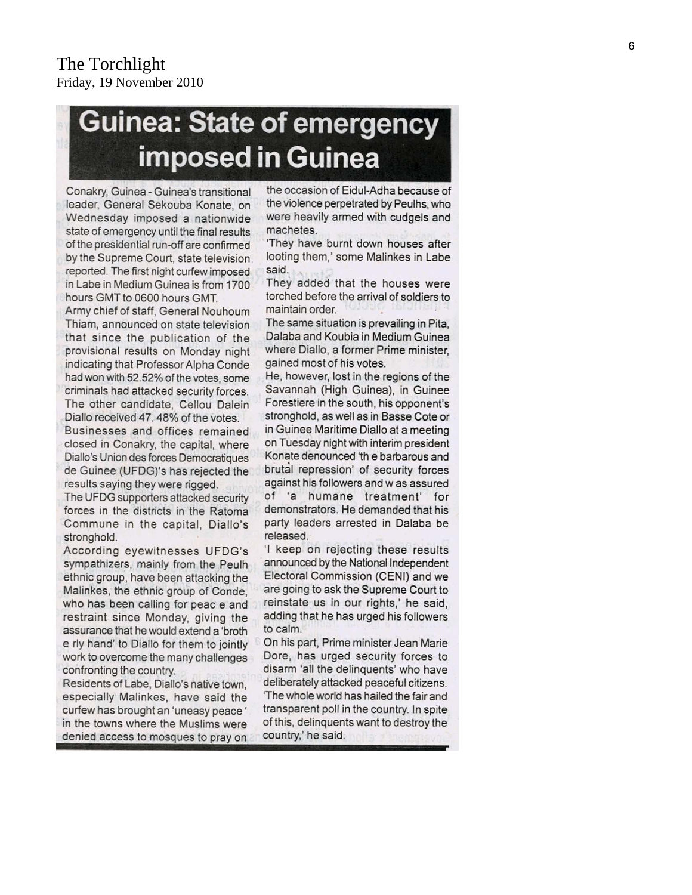The Torchlight
Friday, 19 November 2010

# Guinea: State of emergency imposed in Guinea

Conakry, Guinea - Guinea's transitional leader, General Sekouba Konate, on Wednesday imposed a nationwide state of emergency until the final results of the presidential run-off are confirmed by the Supreme Court, state television reported. The first night curfew imposed in Labe in Medium Guinea is from 1700 hours GMT to 0600 hours GMT.

Army chief of staff, General Nouhoum Thiam, announced on state television that since the publication of the provisional results on Monday night indicating that Professor Alpha Conde had won with 52.52% of the votes, some criminals had attacked security forces. The other candidate, Cellou Dalein Diallo received 47. 48% of the votes.

Businesses and offices remained closed in Conakry, the capital, where Diallo's Union des forces Democratiques de Guinee (UFDG)'s has rejected the results saying they were rigged.

The UFDG supporters attacked security forces in the districts in the Ratoma Commune in the capital, Diallo's stronghold.

According eyewitnesses UFDG's sympathizers, mainly from the Peulh ethnic group, have been attacking the Malinkes, the ethnic group of Conde, who has been calling for peac e and restraint since Monday, giving the assurance that he would extend a 'broth e rly hand' to Diallo for them to jointly work to overcome the many challenges confronting the country.

Residents of Labe, Diallo's native town, especially Malinkes, have said the curfew has brought an 'uneasy peace ' in the towns where the Muslims were denied access to mosques to pray on the occasion of Eidul-Adha because of the violence perpetrated by Peulhs, who were heavily armed with cudgels and machetes.

'They have burnt down houses after looting them,' some Malinkes in Labe said.

They added that the houses were torched before the arrival of soldiers to maintain order.

The same situation is prevailing in Pita, Dalaba and Koubia in Medium Guinea where Diallo, a former Prime minister, gained most of his votes.

He, however, lost in the regions of the Savannah (High Guinea), in Guinee Forestiere in the south, his opponent's stronghold, as well as in Basse Cote or in Guinee Maritime Diallo at a meeting on Tuesday night with interim president Konate denounced 'th e barbarous and brutal repression' of security forces against his followers and w as assured of 'a humane treatment' for demonstrators. He demanded that his party leaders arrested in Dalaba be released.

'I keep on rejecting these results announced by the National Independent Electoral Commission (CENI) and we are going to ask the Supreme Court to reinstate us in our rights,' he said, adding that he has urged his followers to calm.

On his part, Prime minister Jean Marie Dore, has urged security forces to disarm 'all the delinquents' who have deliberately attacked peaceful citizens. 'The whole world has hailed the fair and transparent poll in the country. In spite of this, delinquents want to destroy the country,' he said.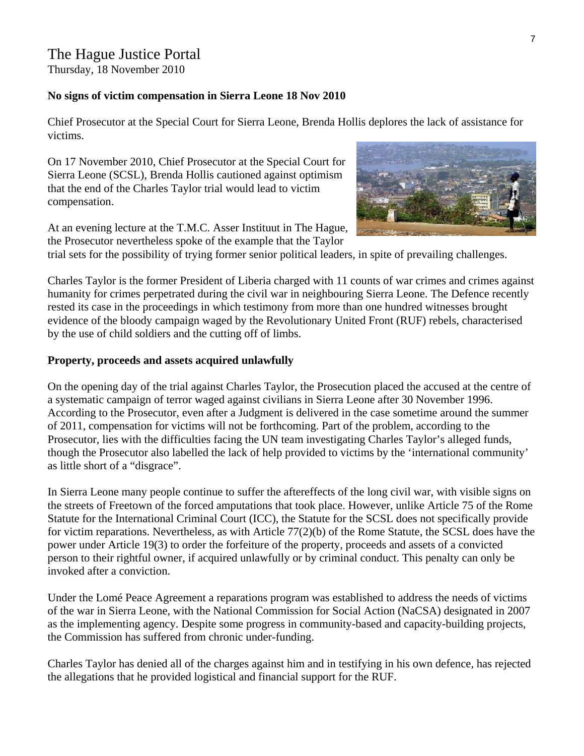The Hague Justice Portal
Thursday, 18 November 2010

**No signs of victim compensation in Sierra Leone 18 Nov 2010**

Chief Prosecutor at the Special Court for Sierra Leone, Brenda Hollis deplores the lack of assistance for victims.

On 17 November 2010, Chief Prosecutor at the Special Court for Sierra Leone (SCSL), Brenda Hollis cautioned against optimism that the end of the Charles Taylor trial would lead to victim compensation.

At an evening lecture at the T.M.C. Asser Instituut in The Hague, the Prosecutor nevertheless spoke of the example that the Taylor trial sets for the possibility of trying former senior political leaders, in spite of prevailing challenges.

Charles Taylor is the former President of Liberia charged with 11 counts of war crimes and crimes against humanity for crimes perpetrated during the civil war in neighbouring Sierra Leone. The Defence recently rested its case in the proceedings in which testimony from more than one hundred witnesses brought evidence of the bloody campaign waged by the Revolutionary United Front (RUF) rebels, characterised by the use of child soldiers and the cutting off of limbs.

**Property, proceeds and assets acquired unlawfully**

On the opening day of the trial against Charles Taylor, the Prosecution placed the accused at the centre of a systematic campaign of terror waged against civilians in Sierra Leone after 30 November 1996. According to the Prosecutor, even after a Judgment is delivered in the case sometime around the summer of 2011, compensation for victims will not be forthcoming. Part of the problem, according to the Prosecutor, lies with the difficulties facing the UN team investigating Charles Taylor's alleged funds, though the Prosecutor also labelled the lack of help provided to victims by the 'international community' as little short of a "disgrace".

In Sierra Leone many people continue to suffer the aftereffects of the long civil war, with visible signs on the streets of Freetown of the forced amputations that took place. However, unlike Article 75 of the Rome Statute for the International Criminal Court (ICC), the Statute for the SCSL does not specifically provide for victim reparations. Nevertheless, as with Article 77(2)(b) of the Rome Statute, the SCSL does have the power under Article 19(3) to order the forfeiture of the property, proceeds and assets of a convicted person to their rightful owner, if acquired unlawfully or by criminal conduct. This penalty can only be invoked after a conviction.

Under the Lomé Peace Agreement a reparations program was established to address the needs of victims of the war in Sierra Leone, with the National Commission for Social Action (NaCSA) designated in 2007 as the implementing agency. Despite some progress in community-based and capacity-building projects, the Commission has suffered from chronic under-funding.

Charles Taylor has denied all of the charges against him and in testifying in his own defence, has rejected the allegations that he provided logistical and financial support for the RUF.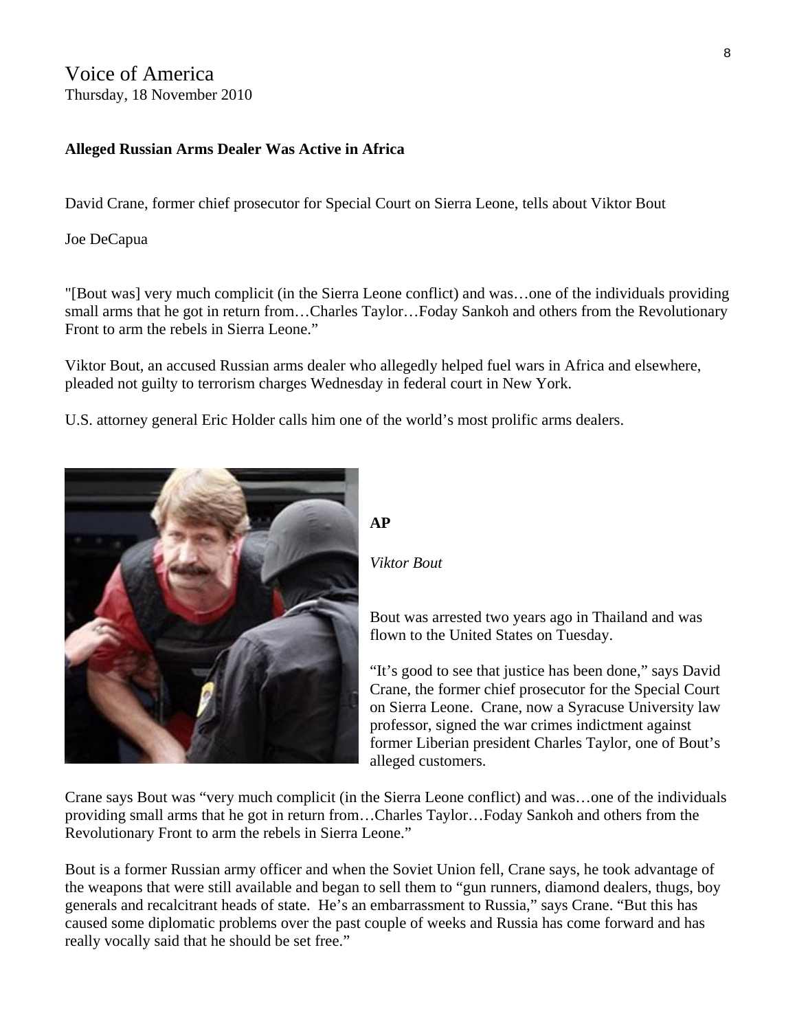Voice of America
Thursday, 18 November 2010

**Alleged Russian Arms Dealer Was Active in Africa**

David Crane, former chief prosecutor for Special Court on Sierra Leone, tells about Viktor Bout

Joe DeCapua

"[Bout was] very much complicit (in the Sierra Leone conflict) and was…one of the individuals providing small arms that he got in return from…Charles Taylor…Foday Sankoh and others from the Revolutionary Front to arm the rebels in Sierra Leone."

Viktor Bout, an accused Russian arms dealer who allegedly helped fuel wars in Africa and elsewhere, pleaded not guilty to terrorism charges Wednesday in federal court in New York.

U.S. attorney general Eric Holder calls him one of the world's most prolific arms dealers.

**AP**

*Viktor Bout*

Bout was arrested two years ago in Thailand and was flown to the United States on Tuesday.

"It's good to see that justice has been done," says David Crane, the former chief prosecutor for the Special Court on Sierra Leone. Crane, now a Syracuse University law professor, signed the war crimes indictment against former Liberian president Charles Taylor, one of Bout's alleged customers.

Crane says Bout was "very much complicit (in the Sierra Leone conflict) and was…one of the individuals providing small arms that he got in return from…Charles Taylor…Foday Sankoh and others from the Revolutionary Front to arm the rebels in Sierra Leone."

Bout is a former Russian army officer and when the Soviet Union fell, Crane says, he took advantage of the weapons that were still available and began to sell them to "gun runners, diamond dealers, thugs, boy generals and recalcitrant heads of state. He's an embarrassment to Russia," says Crane. "But this has caused some diplomatic problems over the past couple of weeks and Russia has come forward and has really vocally said that he should be set free."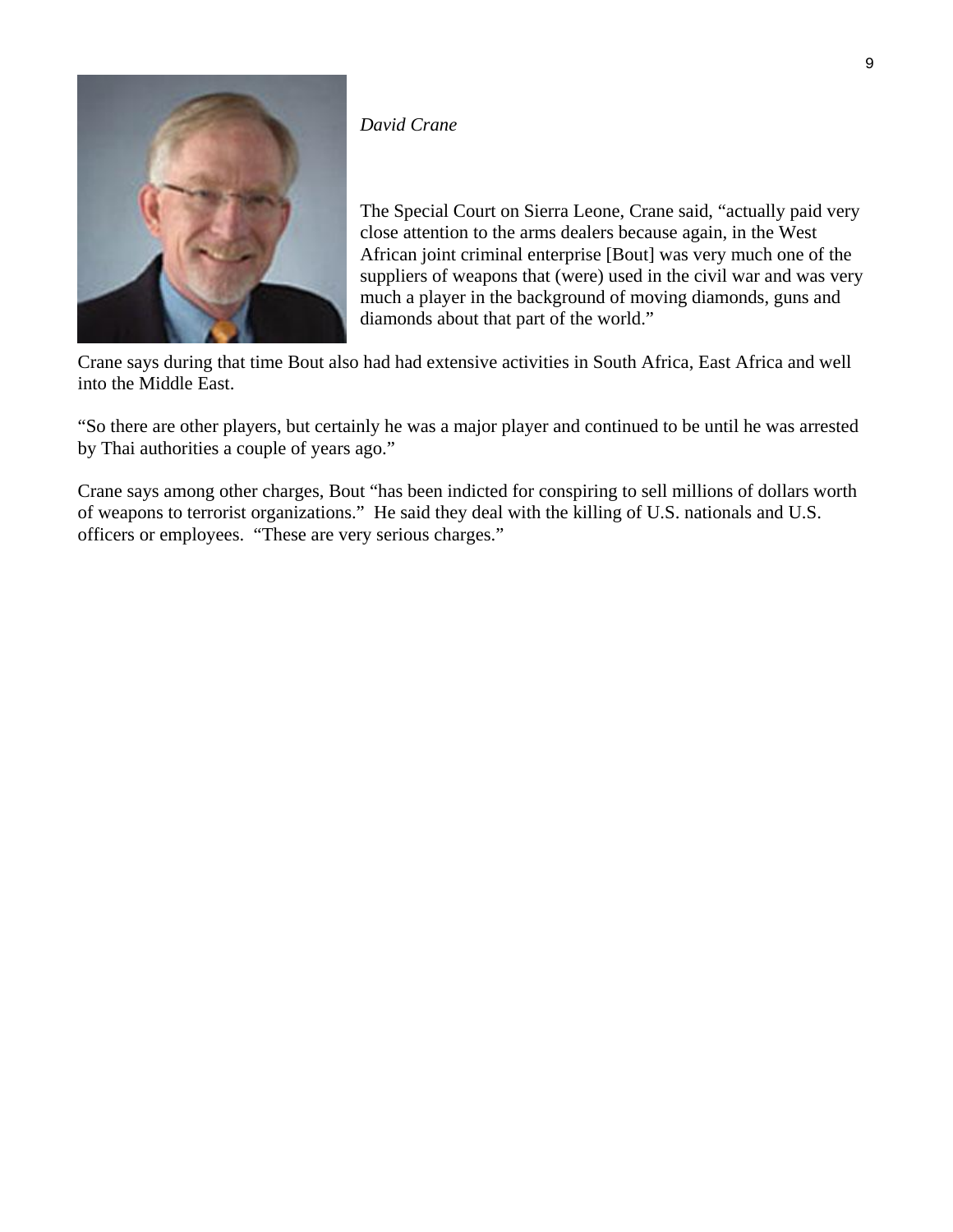*David Crane*

The Special Court on Sierra Leone, Crane said, “actually paid very close attention to the arms dealers because again, in the West African joint criminal enterprise [Bout] was very much one of the suppliers of weapons that (were) used in the civil war and was very much a player in the background of moving diamonds, guns and diamonds about that part of the world.”

Crane says during that time Bout also had had extensive activities in South Africa, East Africa and well into the Middle East.

“So there are other players, but certainly he was a major player and continued to be until he was arrested by Thai authorities a couple of years ago.”

Crane says among other charges, Bout “has been indicted for conspiring to sell millions of dollars worth of weapons to terrorist organizations.” He said they deal with the killing of U.S. nationals and U.S. officers or employees. “These are very serious charges.”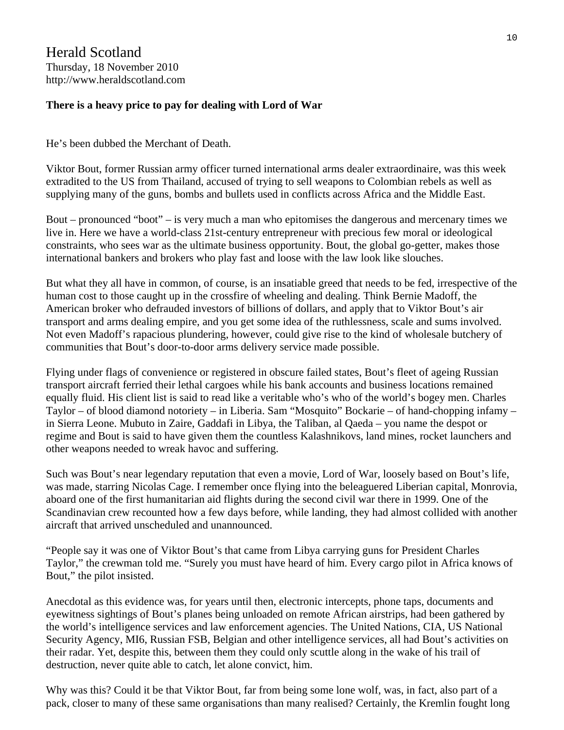Herald Scotland
Thursday, 18 November 2010
http://www.heraldscotland.com

**There is a heavy price to pay for dealing with Lord of War**

He's been dubbed the Merchant of Death.

Viktor Bout, former Russian army officer turned international arms dealer extraordinaire, was this week extradited to the US from Thailand, accused of trying to sell weapons to Colombian rebels as well as supplying many of the guns, bombs and bullets used in conflicts across Africa and the Middle East.

Bout – pronounced "boot" – is very much a man who epitomises the dangerous and mercenary times we live in. Here we have a world-class 21st-century entrepreneur with precious few moral or ideological constraints, who sees war as the ultimate business opportunity. Bout, the global go-getter, makes those international bankers and brokers who play fast and loose with the law look like slouches.

But what they all have in common, of course, is an insatiable greed that needs to be fed, irrespective of the human cost to those caught up in the crossfire of wheeling and dealing. Think Bernie Madoff, the American broker who defrauded investors of billions of dollars, and apply that to Viktor Bout's air transport and arms dealing empire, and you get some idea of the ruthlessness, scale and sums involved. Not even Madoff's rapacious plundering, however, could give rise to the kind of wholesale butchery of communities that Bout's door-to-door arms delivery service made possible.

Flying under flags of convenience or registered in obscure failed states, Bout's fleet of ageing Russian transport aircraft ferried their lethal cargoes while his bank accounts and business locations remained equally fluid. His client list is said to read like a veritable who's who of the world's bogey men. Charles Taylor – of blood diamond notoriety – in Liberia. Sam "Mosquito" Bockarie – of hand-chopping infamy – in Sierra Leone. Mubuto in Zaire, Gaddafi in Libya, the Taliban, al Qaeda – you name the despot or regime and Bout is said to have given them the countless Kalashnikovs, land mines, rocket launchers and other weapons needed to wreak havoc and suffering.

Such was Bout's near legendary reputation that even a movie, Lord of War, loosely based on Bout's life, was made, starring Nicolas Cage. I remember once flying into the beleaguered Liberian capital, Monrovia, aboard one of the first humanitarian aid flights during the second civil war there in 1999. One of the Scandinavian crew recounted how a few days before, while landing, they had almost collided with another aircraft that arrived unscheduled and unannounced.

"People say it was one of Viktor Bout's that came from Libya carrying guns for President Charles Taylor," the crewman told me. "Surely you must have heard of him. Every cargo pilot in Africa knows of Bout," the pilot insisted.

Anecdotal as this evidence was, for years until then, electronic intercepts, phone taps, documents and eyewitness sightings of Bout's planes being unloaded on remote African airstrips, had been gathered by the world's intelligence services and law enforcement agencies. The United Nations, CIA, US National Security Agency, MI6, Russian FSB, Belgian and other intelligence services, all had Bout's activities on their radar. Yet, despite this, between them they could only scuttle along in the wake of his trail of destruction, never quite able to catch, let alone convict, him.

Why was this? Could it be that Viktor Bout, far from being some lone wolf, was, in fact, also part of a pack, closer to many of these same organisations than many realised? Certainly, the Kremlin fought long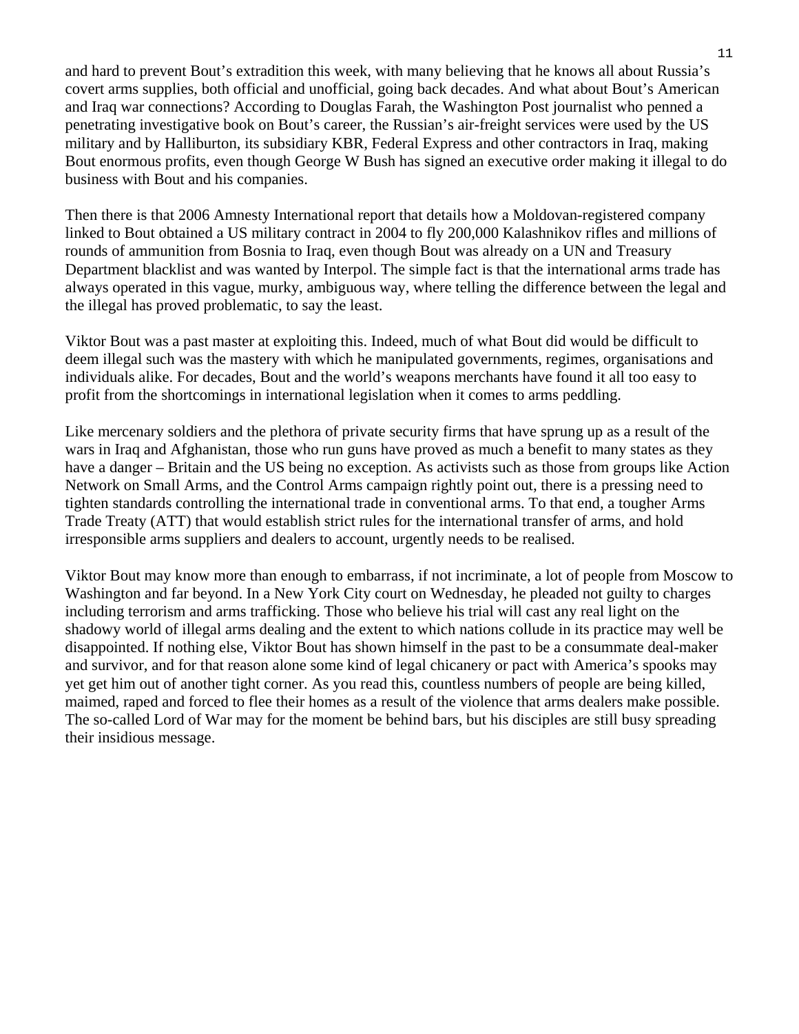and hard to prevent Bout's extradition this week, with many believing that he knows all about Russia's covert arms supplies, both official and unofficial, going back decades. And what about Bout's American and Iraq war connections? According to Douglas Farah, the Washington Post journalist who penned a penetrating investigative book on Bout's career, the Russian's air-freight services were used by the US military and by Halliburton, its subsidiary KBR, Federal Express and other contractors in Iraq, making Bout enormous profits, even though George W Bush has signed an executive order making it illegal to do business with Bout and his companies.

Then there is that 2006 Amnesty International report that details how a Moldovan-registered company linked to Bout obtained a US military contract in 2004 to fly 200,000 Kalashnikov rifles and millions of rounds of ammunition from Bosnia to Iraq, even though Bout was already on a UN and Treasury Department blacklist and was wanted by Interpol. The simple fact is that the international arms trade has always operated in this vague, murky, ambiguous way, where telling the difference between the legal and the illegal has proved problematic, to say the least.

Viktor Bout was a past master at exploiting this. Indeed, much of what Bout did would be difficult to deem illegal such was the mastery with which he manipulated governments, regimes, organisations and individuals alike. For decades, Bout and the world's weapons merchants have found it all too easy to profit from the shortcomings in international legislation when it comes to arms peddling.

Like mercenary soldiers and the plethora of private security firms that have sprung up as a result of the wars in Iraq and Afghanistan, those who run guns have proved as much a benefit to many states as they have a danger – Britain and the US being no exception. As activists such as those from groups like Action Network on Small Arms, and the Control Arms campaign rightly point out, there is a pressing need to tighten standards controlling the international trade in conventional arms. To that end, a tougher Arms Trade Treaty (ATT) that would establish strict rules for the international transfer of arms, and hold irresponsible arms suppliers and dealers to account, urgently needs to be realised.

Viktor Bout may know more than enough to embarrass, if not incriminate, a lot of people from Moscow to Washington and far beyond. In a New York City court on Wednesday, he pleaded not guilty to charges including terrorism and arms trafficking. Those who believe his trial will cast any real light on the shadowy world of illegal arms dealing and the extent to which nations collude in its practice may well be disappointed. If nothing else, Viktor Bout has shown himself in the past to be a consummate deal-maker and survivor, and for that reason alone some kind of legal chicanery or pact with America's spooks may yet get him out of another tight corner. As you read this, countless numbers of people are being killed, maimed, raped and forced to flee their homes as a result of the violence that arms dealers make possible. The so-called Lord of War may for the moment be behind bars, but his disciples are still busy spreading their insidious message.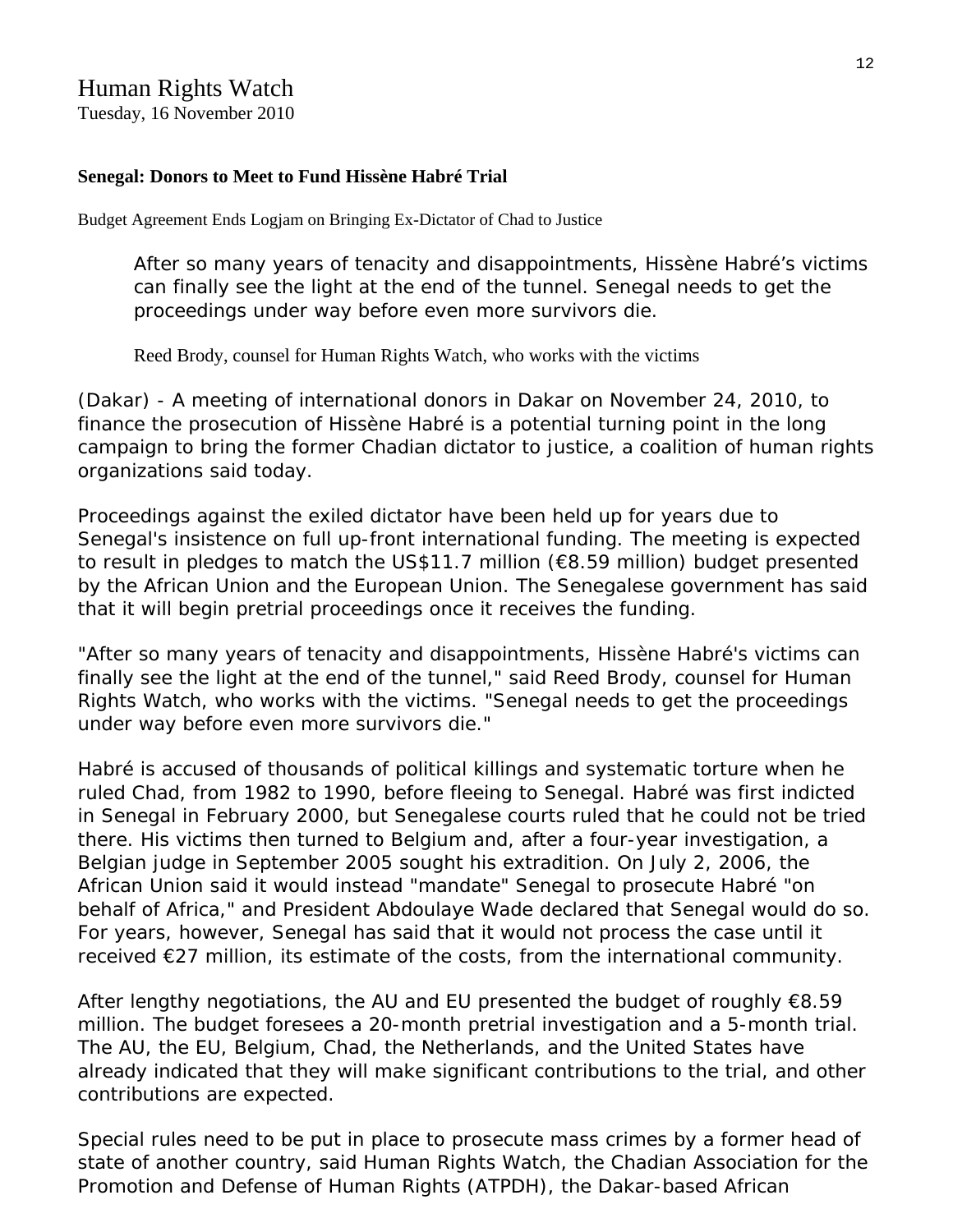Human Rights Watch
Tuesday, 16 November 2010

**Senegal: Donors to Meet to Fund Hissène Habré Trial**

Budget Agreement Ends Logjam on Bringing Ex-Dictator of Chad to Justice

> After so many years of tenacity and disappointments, Hissène Habré's victims can finally see the light at the end of the tunnel. Senegal needs to get the proceedings under way before even more survivors die.
>
> Reed Brody, counsel for Human Rights Watch, who works with the victims

(Dakar) - A meeting of international donors in Dakar on November 24, 2010, to finance the prosecution of Hissène Habré is a potential turning point in the long campaign to bring the former Chadian dictator to justice, a coalition of human rights organizations said today.

Proceedings against the exiled dictator have been held up for years due to Senegal's insistence on full up-front international funding. The meeting is expected to result in pledges to match the US$11.7 million (€8.59 million) budget presented by the African Union and the European Union. The Senegalese government has said that it will begin pretrial proceedings once it receives the funding.

"After so many years of tenacity and disappointments, Hissène Habré's victims can finally see the light at the end of the tunnel," said Reed Brody, counsel for Human Rights Watch, who works with the victims. "Senegal needs to get the proceedings under way before even more survivors die."

Habré is accused of thousands of political killings and systematic torture when he ruled Chad, from 1982 to 1990, before fleeing to Senegal. Habré was first indicted in Senegal in February 2000, but Senegalese courts ruled that he could not be tried there. His victims then turned to Belgium and, after a four-year investigation, a Belgian judge in September 2005 sought his extradition. On July 2, 2006, the African Union said it would instead "mandate" Senegal to prosecute Habré "on behalf of Africa," and President Abdoulaye Wade declared that Senegal would do so. For years, however, Senegal has said that it would not process the case until it received €27 million, its estimate of the costs, from the international community.

After lengthy negotiations, the AU and EU presented the budget of roughly €8.59 million. The budget foresees a 20-month pretrial investigation and a 5-month trial. The AU, the EU, Belgium, Chad, the Netherlands, and the United States have already indicated that they will make significant contributions to the trial, and other contributions are expected.

Special rules need to be put in place to prosecute mass crimes by a former head of state of another country, said Human Rights Watch, the Chadian Association for the Promotion and Defense of Human Rights (ATPDH), the Dakar-based African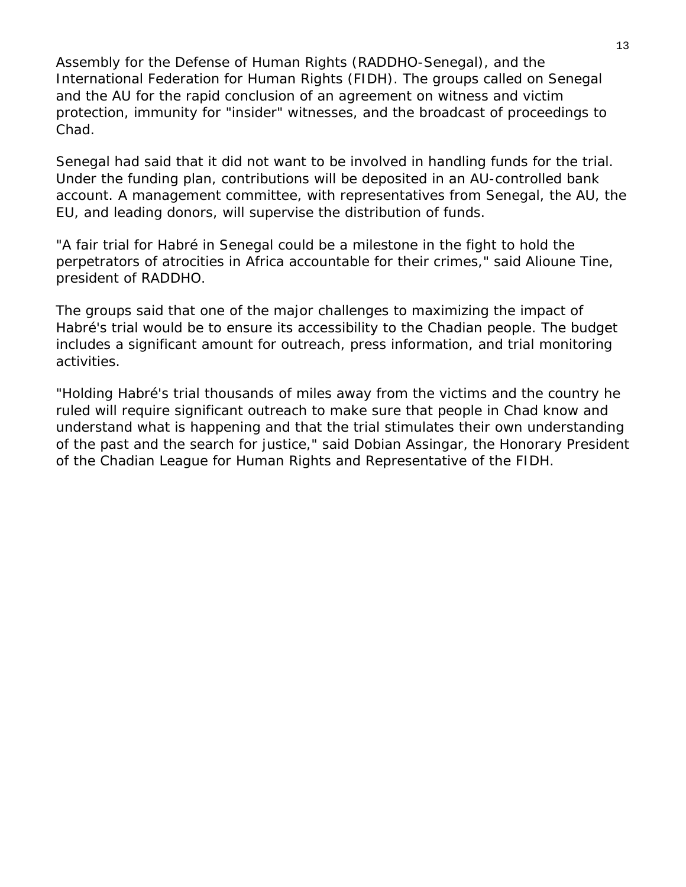Assembly for the Defense of Human Rights (RADDHO-Senegal), and the International Federation for Human Rights (FIDH). The groups called on Senegal and the AU for the rapid conclusion of an agreement on witness and victim protection, immunity for "insider" witnesses, and the broadcast of proceedings to Chad.

Senegal had said that it did not want to be involved in handling funds for the trial. Under the funding plan, contributions will be deposited in an AU-controlled bank account. A management committee, with representatives from Senegal, the AU, the EU, and leading donors, will supervise the distribution of funds.

"A fair trial for Habré in Senegal could be a milestone in the fight to hold the perpetrators of atrocities in Africa accountable for their crimes," said Alioune Tine, president of RADDHO.

The groups said that one of the major challenges to maximizing the impact of Habré's trial would be to ensure its accessibility to the Chadian people. The budget includes a significant amount for outreach, press information, and trial monitoring activities.

"Holding Habré's trial thousands of miles away from the victims and the country he ruled will require significant outreach to make sure that people in Chad know and understand what is happening and that the trial stimulates their own understanding of the past and the search for justice," said Dobian Assingar, the Honorary President of the Chadian League for Human Rights and Representative of the FIDH.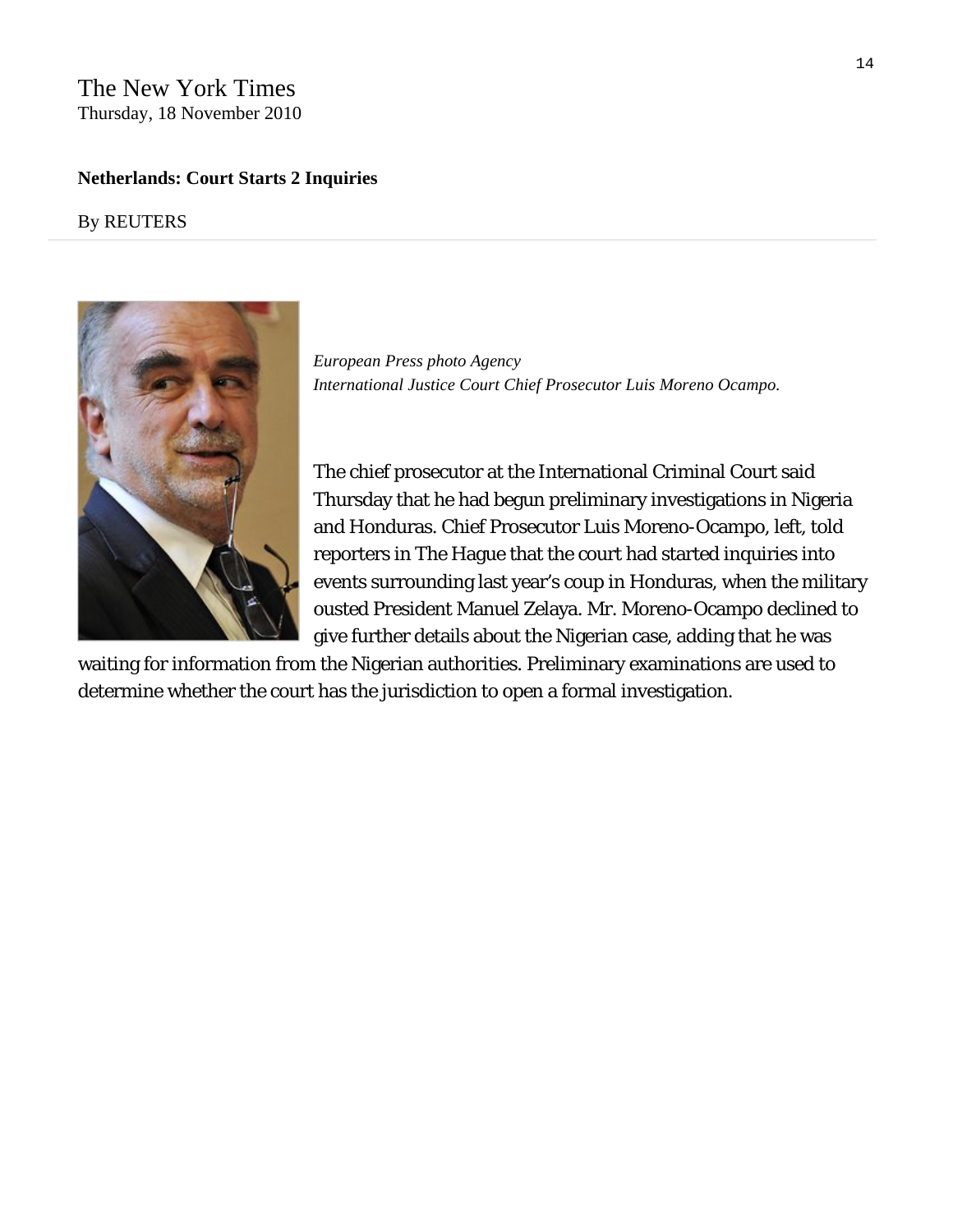The New York Times
Thursday, 18 November 2010

**Netherlands: Court Starts 2 Inquiries**

By REUTERS

*European Press photo Agency*
*International Justice Court Chief Prosecutor Luis Moreno Ocampo.*

The chief prosecutor at the International Criminal Court said Thursday that he had begun preliminary investigations in Nigeria and Honduras. Chief Prosecutor Luis Moreno-Ocampo, left, told reporters in The Hague that the court had started inquiries into events surrounding last year's coup in Honduras, when the military ousted President Manuel Zelaya. Mr. Moreno-Ocampo declined to give further details about the Nigerian case, adding that he was waiting for information from the Nigerian authorities. Preliminary examinations are used to determine whether the court has the jurisdiction to open a formal investigation.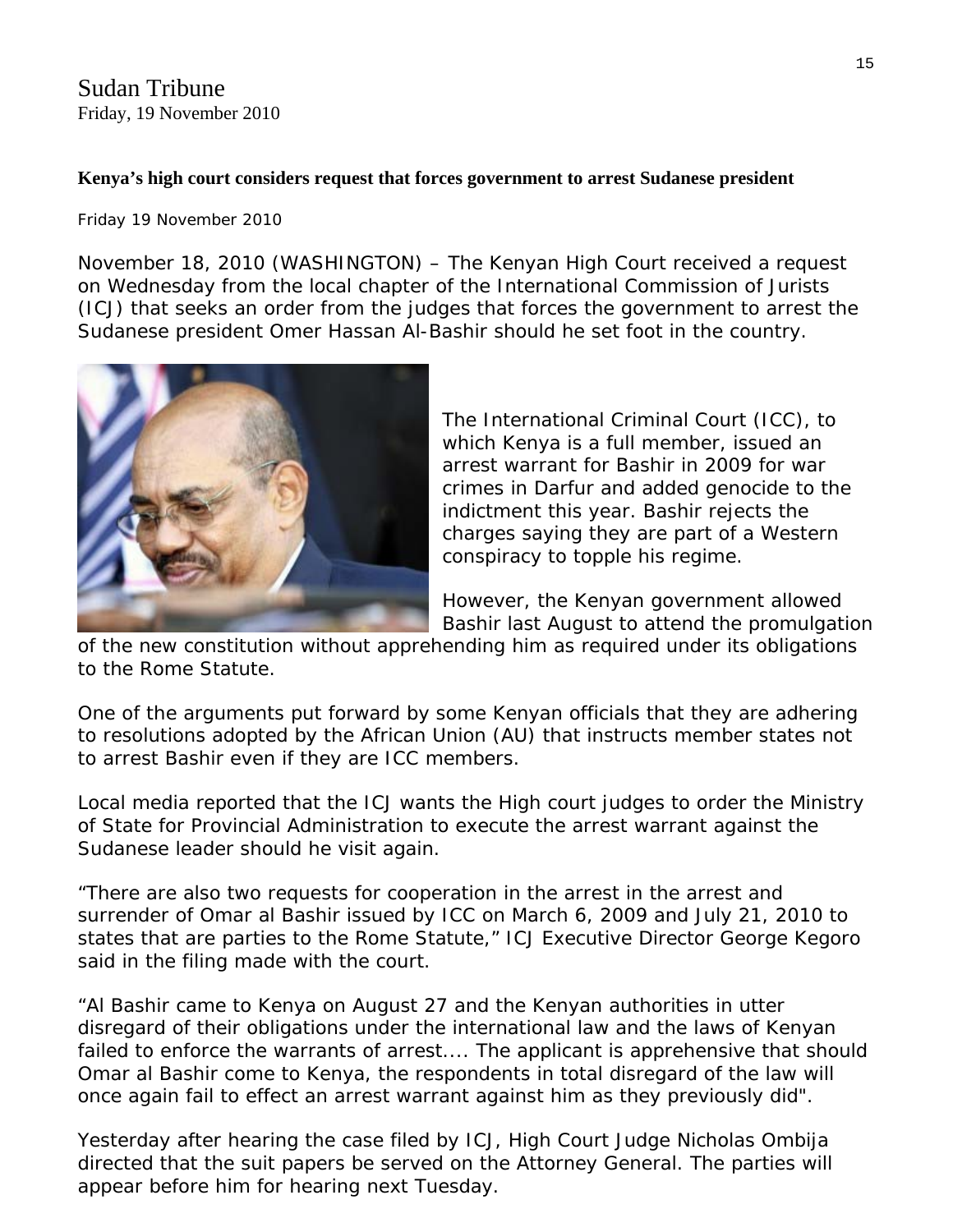Sudan Tribune
Friday, 19 November 2010

**Kenya's high court considers request that forces government to arrest Sudanese president**

Friday 19 November 2010

November 18, 2010 (WASHINGTON) – The Kenyan High Court received a request on Wednesday from the local chapter of the International Commission of Jurists (ICJ) that seeks an order from the judges that forces the government to arrest the Sudanese president Omer Hassan Al-Bashir should he set foot in the country.

The International Criminal Court (ICC), to which Kenya is a full member, issued an arrest warrant for Bashir in 2009 for war crimes in Darfur and added genocide to the indictment this year. Bashir rejects the charges saying they are part of a Western conspiracy to topple his regime.

However, the Kenyan government allowed Bashir last August to attend the promulgation of the new constitution without apprehending him as required under its obligations to the Rome Statute.

One of the arguments put forward by some Kenyan officials that they are adhering to resolutions adopted by the African Union (AU) that instructs member states not to arrest Bashir even if they are ICC members.

Local media reported that the ICJ wants the High court judges to order the Ministry of State for Provincial Administration to execute the arrest warrant against the Sudanese leader should he visit again.

"There are also two requests for cooperation in the arrest in the arrest and surrender of Omar al Bashir issued by ICC on March 6, 2009 and July 21, 2010 to states that are parties to the Rome Statute," ICJ Executive Director George Kegoro said in the filing made with the court.

"Al Bashir came to Kenya on August 27 and the Kenyan authorities in utter disregard of their obligations under the international law and the laws of Kenyan failed to enforce the warrants of arrest.... The applicant is apprehensive that should Omar al Bashir come to Kenya, the respondents in total disregard of the law will once again fail to effect an arrest warrant against him as they previously did".

Yesterday after hearing the case filed by ICJ, High Court Judge Nicholas Ombija directed that the suit papers be served on the Attorney General. The parties will appear before him for hearing next Tuesday.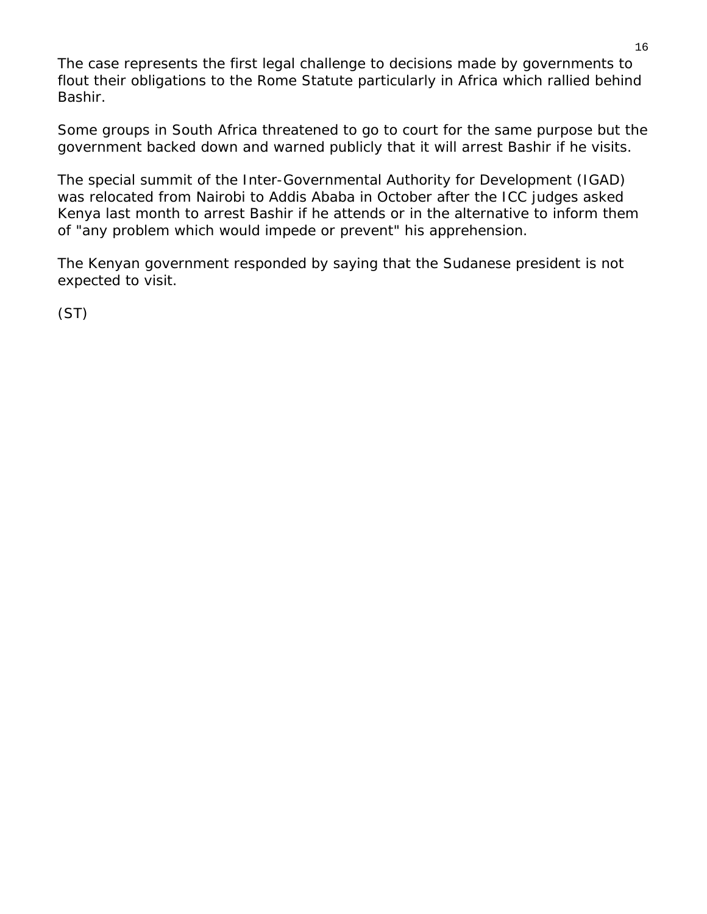The case represents the first legal challenge to decisions made by governments to flout their obligations to the Rome Statute particularly in Africa which rallied behind Bashir.

Some groups in South Africa threatened to go to court for the same purpose but the government backed down and warned publicly that it will arrest Bashir if he visits.

The special summit of the Inter-Governmental Authority for Development (IGAD) was relocated from Nairobi to Addis Ababa in October after the ICC judges asked Kenya last month to arrest Bashir if he attends or in the alternative to inform them of "any problem which would impede or prevent" his apprehension.

The Kenyan government responded by saying that the Sudanese president is not expected to visit.

(ST)